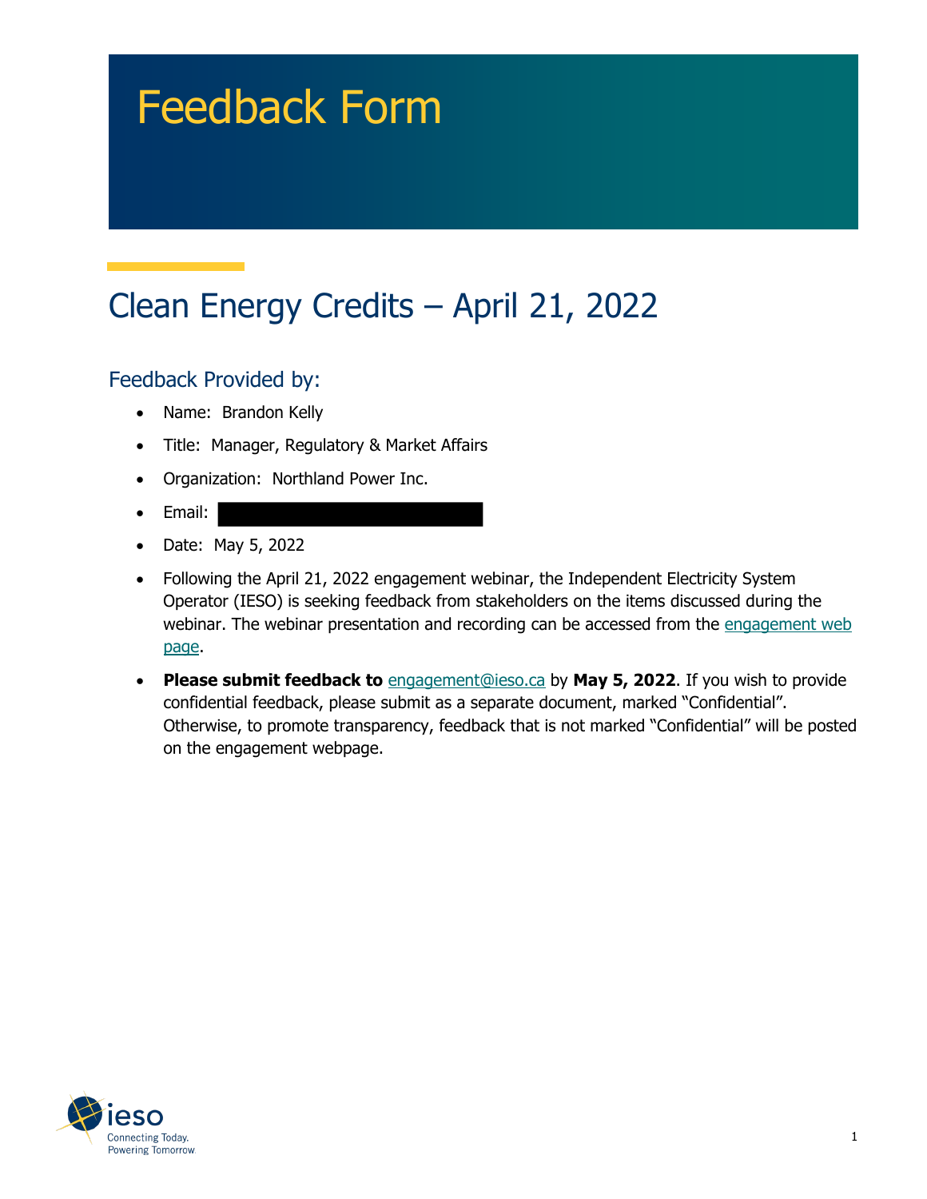# Feedback Form

## Clean Energy Credits – April 21, 2022

### Feedback Provided by:

- Name: Brandon Kelly
- Title: Manager, Regulatory & Market Affairs
- Organization: Northland Power Inc.
- Email:
- Date: May 5, 2022
- Following the April 21, 2022 engagement webinar, the Independent Electricity System Operator (IESO) is seeking feedback from stakeholders on the items discussed during the webinar. The webinar presentation and recording can be accessed from the engagement web page.
- **Please submit feedback to** engagement@ieso.ca by **May 5, 2022**. If you wish to provide confidential feedback, please submit as a separate document, marked "Confidential". Otherwise, to promote transparency, feedback that is not marked "Confidential" will be posted on the engagement webpage.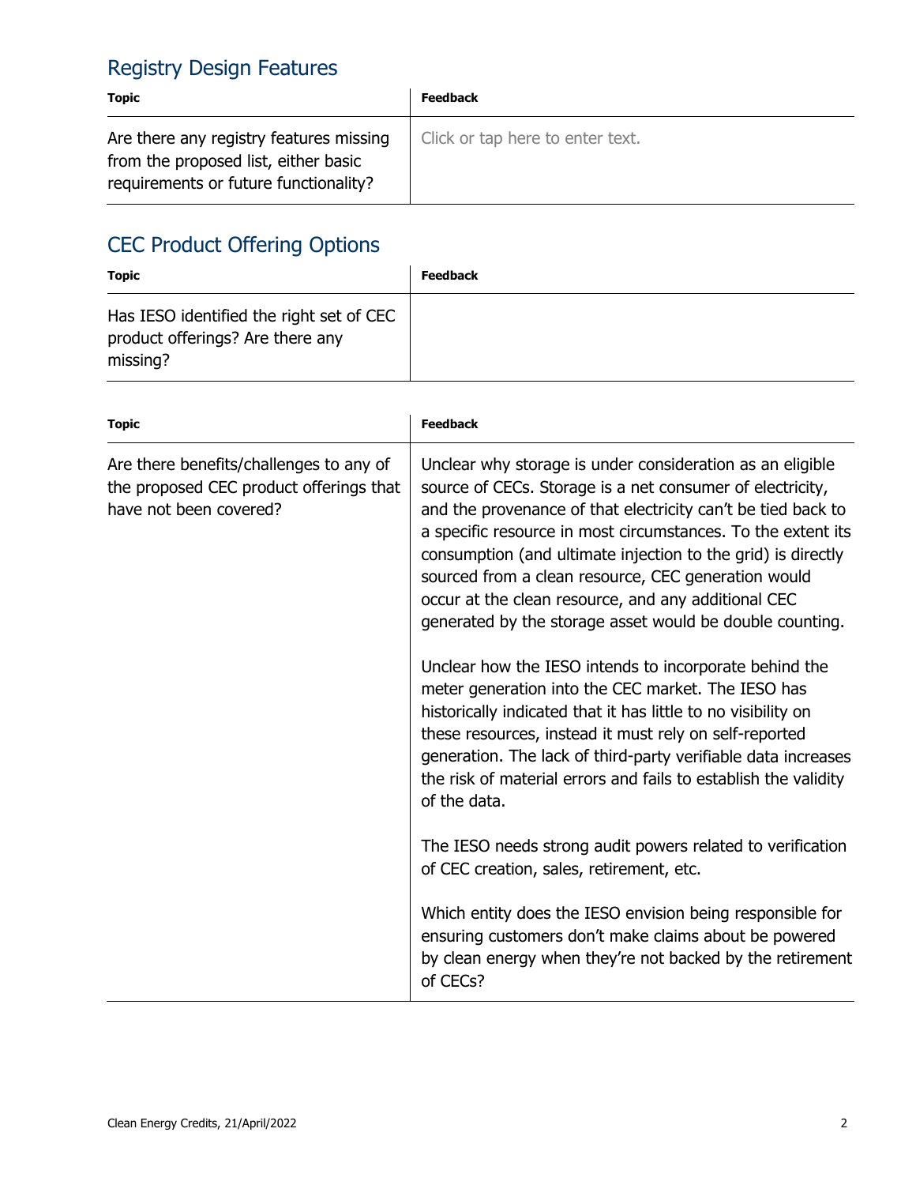## Registry Design Features

| Topic | Feedback |
| --- | --- |
| Are there any registry features missing from the proposed list, either basic requirements or future functionality? | Click or tap here to enter text. |

## CEC Product Offering Options

| Topic | Feedback |
| --- | --- |
| Has IESO identified the right set of CEC product offerings? Are there any missing? | |

| Topic | Feedback |
| --- | --- |
| Are there benefits/challenges to any of the proposed CEC product offerings that have not been covered? | Unclear why storage is under consideration as an eligible source of CECs. Storage is a net consumer of electricity, and the provenance of that electricity can't be tied back to a specific resource in most circumstances. To the extent its consumption (and ultimate injection to the grid) is directly sourced from a clean resource, CEC generation would occur at the clean resource, and any additional CEC generated by the storage asset would be double counting.<br><br>Unclear how the IESO intends to incorporate behind the meter generation into the CEC market. The IESO has historically indicated that it has little to no visibility on these resources, instead it must rely on self-reported generation. The lack of third-party verifiable data increases the risk of material errors and fails to establish the validity of the data.<br><br>The IESO needs strong audit powers related to verification of CEC creation, sales, retirement, etc.<br><br>Which entity does the IESO envision being responsible for ensuring customers don't make claims about be powered by clean energy when they're not backed by the retirement of CECs? |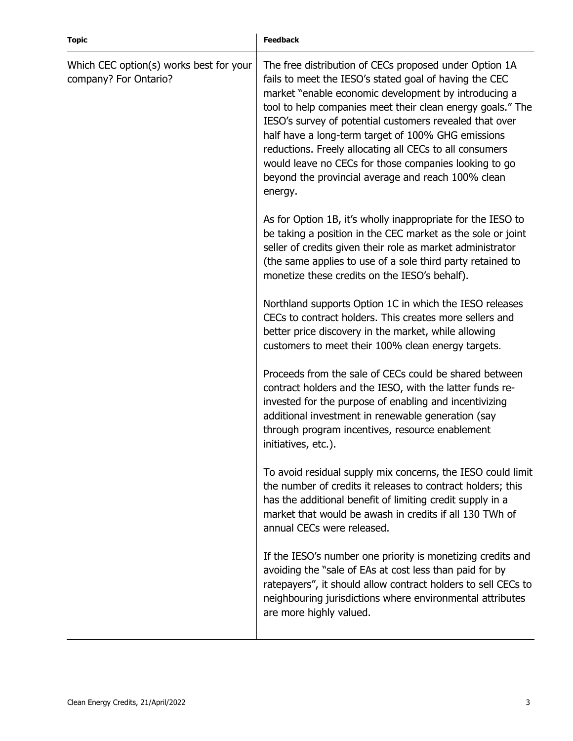| Topic | Feedback |
|---|---|
| Which CEC option(s) works best for your company? For Ontario? | The free distribution of CECs proposed under Option 1A fails to meet the IESO's stated goal of having the CEC market "enable economic development by introducing a tool to help companies meet their clean energy goals." The IESO's survey of potential customers revealed that over half have a long-term target of 100% GHG emissions reductions. Freely allocating all CECs to all consumers would leave no CECs for those companies looking to go beyond the provincial average and reach 100% clean energy.<br><br>As for Option 1B, it's wholly inappropriate for the IESO to be taking a position in the CEC market as the sole or joint seller of credits given their role as market administrator (the same applies to use of a sole third party retained to monetize these credits on the IESO's behalf).<br><br>Northland supports Option 1C in which the IESO releases CECs to contract holders. This creates more sellers and better price discovery in the market, while allowing customers to meet their 100% clean energy targets.<br><br>Proceeds from the sale of CECs could be shared between contract holders and the IESO, with the latter funds re-invested for the purpose of enabling and incentivizing additional investment in renewable generation (say through program incentives, resource enablement initiatives, etc.).<br><br>To avoid residual supply mix concerns, the IESO could limit the number of credits it releases to contract holders; this has the additional benefit of limiting credit supply in a market that would be awash in credits if all 130 TWh of annual CECs were released.<br><br>If the IESO's number one priority is monetizing credits and avoiding the "sale of EAs at cost less than paid for by ratepayers", it should allow contract holders to sell CECs to neighbouring jurisdictions where environmental attributes are more highly valued. |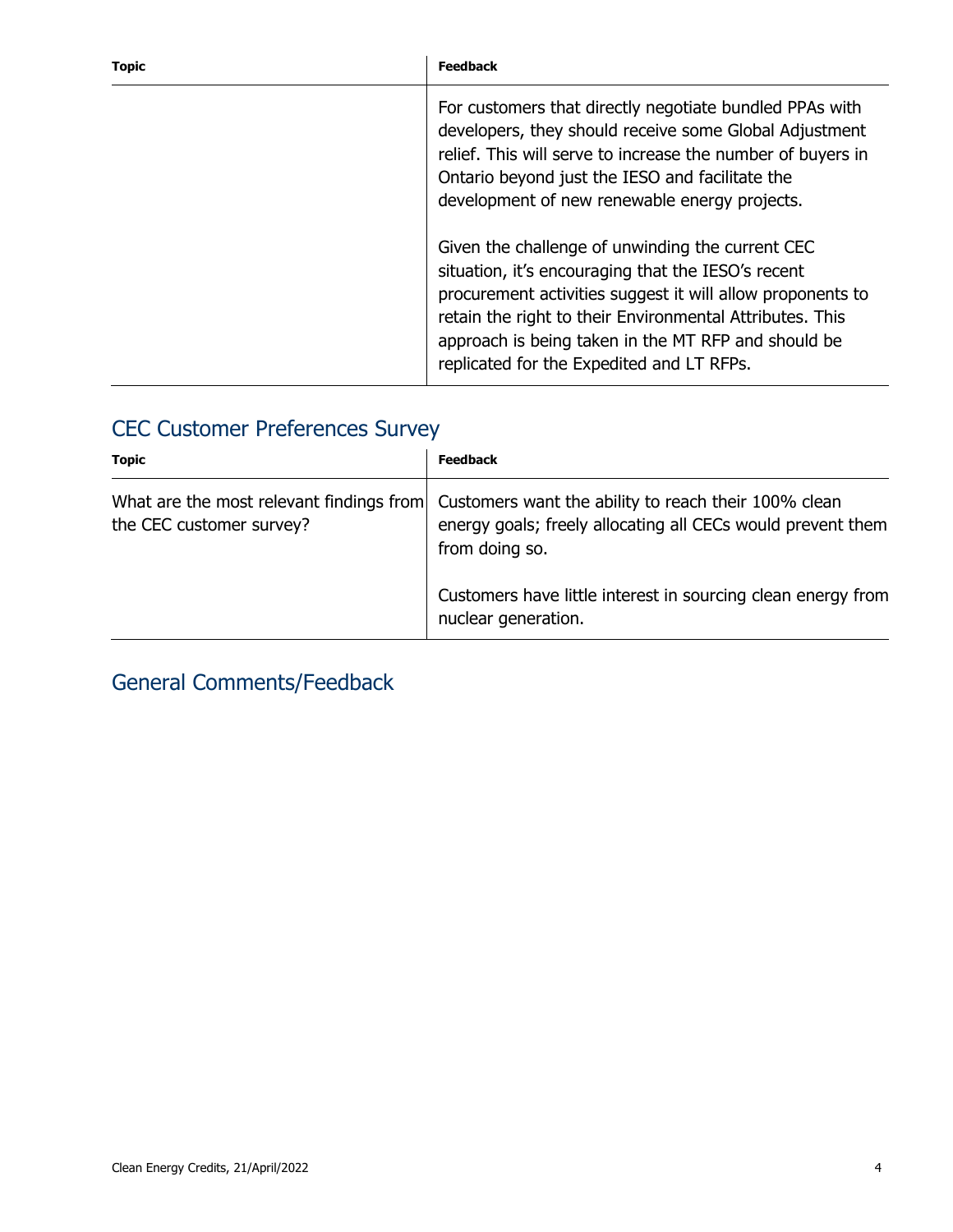| Topic | Feedback |
| --- | --- |
| | For customers that directly negotiate bundled PPAs with developers, they should receive some Global Adjustment relief. This will serve to increase the number of buyers in Ontario beyond just the IESO and facilitate the development of new renewable energy projects.<br><br>Given the challenge of unwinding the current CEC situation, it's encouraging that the IESO's recent procurement activities suggest it will allow proponents to retain the right to their Environmental Attributes. This approach is being taken in the MT RFP and should be replicated for the Expedited and LT RFPs. |

## CEC Customer Preferences Survey

| Topic | Feedback |
| --- | --- |
| What are the most relevant findings from the CEC customer survey? | Customers want the ability to reach their 100% clean energy goals; freely allocating all CECs would prevent them from doing so.<br><br>Customers have little interest in sourcing clean energy from nuclear generation. |

## General Comments/Feedback